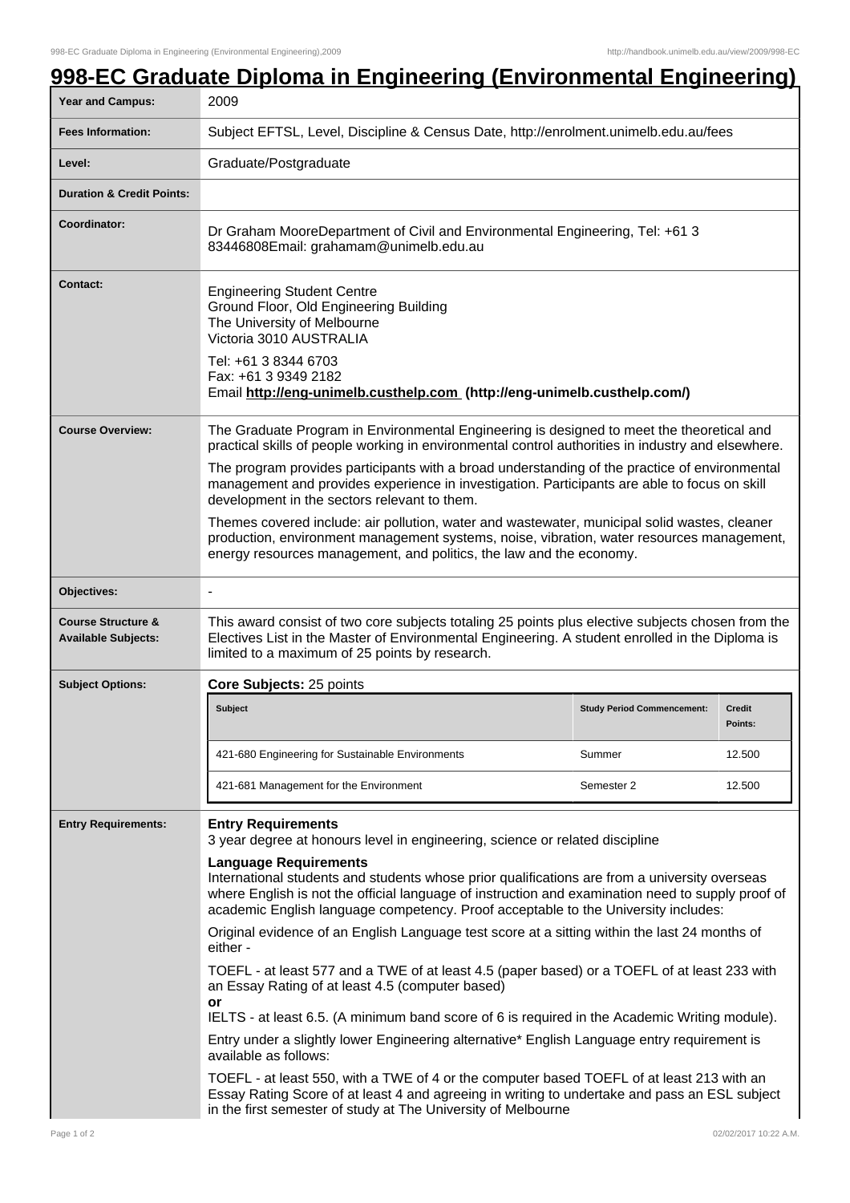# 998-EC Graduate Diploma in Engineering (Environmental Engineering)

| | |
|---|---|
| **Year and Campus:** | 2009 |
| **Fees Information:** | Subject EFTSL, Level, Discipline & Census Date, http://enrolment.unimelb.edu.au/fees |
| **Level:** | Graduate/Postgraduate |
| **Duration & Credit Points:** | |
| **Coordinator:** | Dr Graham MooreDepartment of Civil and Environmental Engineering, Tel: +61 3 83446808Email: grahamam@unimelb.edu.au |
| **Contact:** | Engineering Student Centre<br>Ground Floor, Old Engineering Building<br>The University of Melbourne<br>Victoria 3010 AUSTRALIA<br><br>Tel: +61 3 8344 6703<br>Fax: +61 3 9349 2182<br>Email **http://eng-unimelb.custhelp.com (http://eng-unimelb.custhelp.com/)** |
| **Course Overview:** | The Graduate Program in Environmental Engineering is designed to meet the theoretical and practical skills of people working in environmental control authorities in industry and elsewhere.<br><br>The program provides participants with a broad understanding of the practice of environmental management and provides experience in investigation. Participants are able to focus on skill development in the sectors relevant to them.<br><br>Themes covered include: air pollution, water and wastewater, municipal solid wastes, cleaner production, environment management systems, noise, vibration, water resources management, energy resources management, and politics, the law and the economy. |
| **Objectives:** | - |
| **Course Structure & Available Subjects:** | This award consist of two core subjects totaling 25 points plus elective subjects chosen from the Electives List in the Master of Environmental Engineering. A student enrolled in the Diploma is limited to a maximum of 25 points by research. |

**Subject Options:**

**Core Subjects:** 25 points

| Subject | Study Period Commencement: | Credit Points: |
|---|---|---|
| 421-680 Engineering for Sustainable Environments | Summer | 12.500 |
| 421-681 Management for the Environment | Semester 2 | 12.500 |

**Entry Requirements:**

**Entry Requirements**
3 year degree at honours level in engineering, science or related discipline

**Language Requirements**
International students and students whose prior qualifications are from a university overseas where English is not the official language of instruction and examination need to supply proof of academic English language competency. Proof acceptable to the University includes:

Original evidence of an English Language test score at a sitting within the last 24 months of either -

TOEFL - at least 577 and a TWE of at least 4.5 (paper based) or a TOEFL of at least 233 with an Essay Rating of at least 4.5 (computer based)
**or**
IELTS - at least 6.5. (A minimum band score of 6 is required in the Academic Writing module).

Entry under a slightly lower Engineering alternative* English Language entry requirement is available as follows:

TOEFL - at least 550, with a TWE of 4 or the computer based TOEFL of at least 213 with an Essay Rating Score of at least 4 and agreeing in writing to undertake and pass an ESL subject in the first semester of study at The University of Melbourne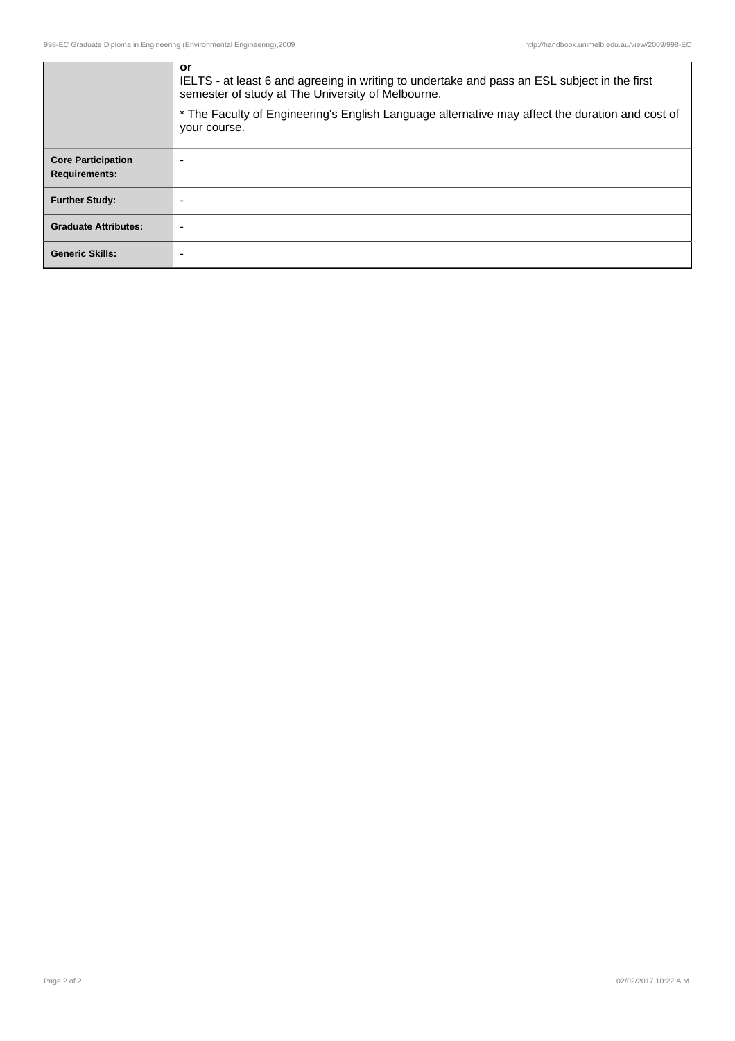| | |
|---|---|
| | **or**<br>IELTS - at least 6 and agreeing in writing to undertake and pass an ESL subject in the first semester of study at The University of Melbourne.<br><br>* The Faculty of Engineering's English Language alternative may affect the duration and cost of your course. |
| **Core Participation Requirements:** | - |
| **Further Study:** | - |
| **Graduate Attributes:** | - |
| **Generic Skills:** | - |